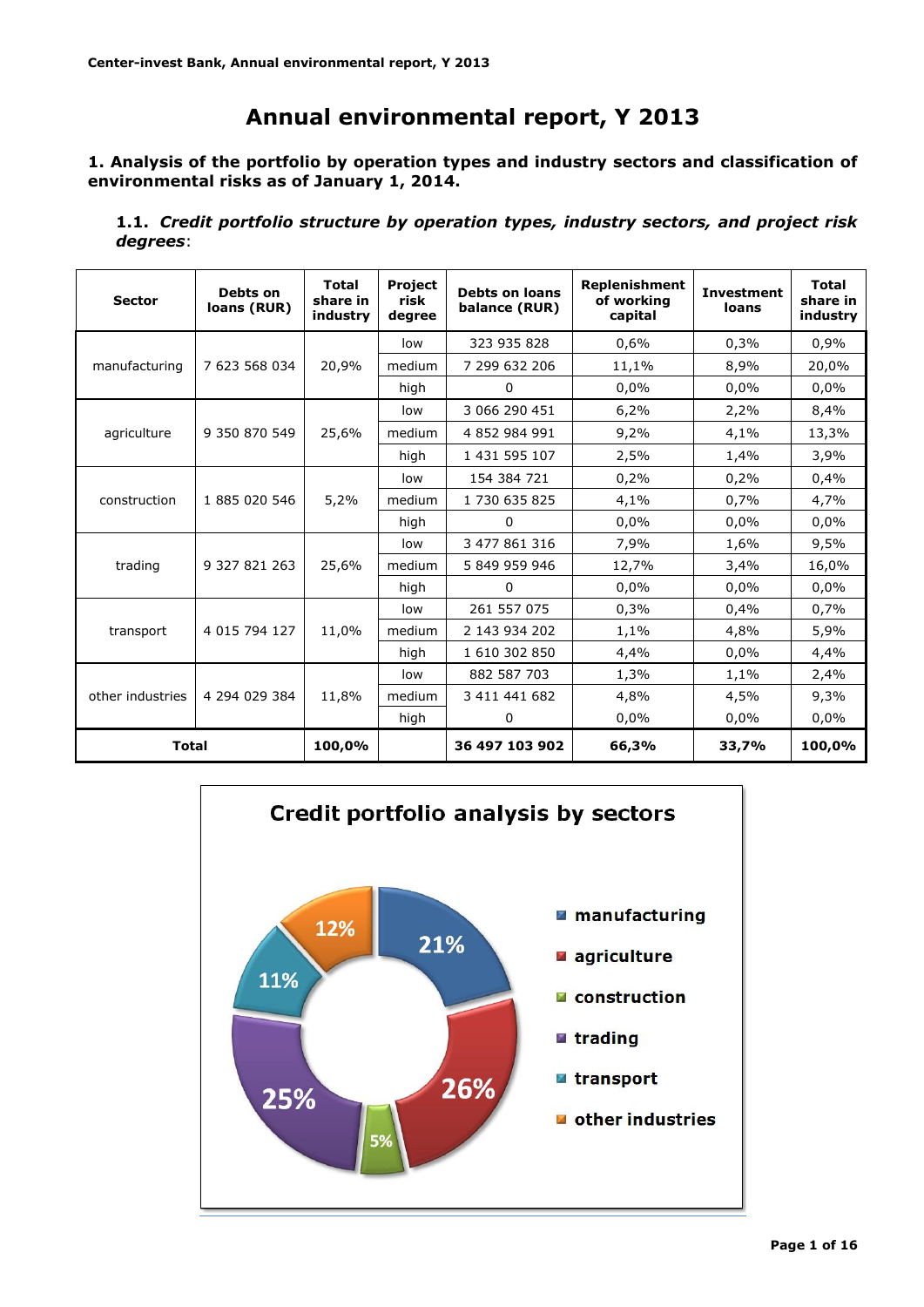# Annual environmental report, Y 2013

## 1. Analysis of the portfolio by operation types and industry sectors and classification of environmental risks as of January 1, 2014.

### 1.1. *Credit portfolio structure by operation types, industry sectors, and project risk degrees*:

| Sector | Debts on loans (RUR) | Total share in industry | Project risk degree | Debts on loans balance (RUR) | Replenishment of working capital | Investment loans | Total share in industry |
|---|---|---|---|---|---|---|---|
| manufacturing | 7 623 568 034 | 20,9% | low | 323 935 828 | 0,6% | 0,3% | 0,9% |
| | | | medium | 7 299 632 206 | 11,1% | 8,9% | 20,0% |
| | | | high | 0 | 0,0% | 0,0% | 0,0% |
| agriculture | 9 350 870 549 | 25,6% | low | 3 066 290 451 | 6,2% | 2,2% | 8,4% |
| | | | medium | 4 852 984 991 | 9,2% | 4,1% | 13,3% |
| | | | high | 1 431 595 107 | 2,5% | 1,4% | 3,9% |
| construction | 1 885 020 546 | 5,2% | low | 154 384 721 | 0,2% | 0,2% | 0,4% |
| | | | medium | 1 730 635 825 | 4,1% | 0,7% | 4,7% |
| | | | high | 0 | 0,0% | 0,0% | 0,0% |
| trading | 9 327 821 263 | 25,6% | low | 3 477 861 316 | 7,9% | 1,6% | 9,5% |
| | | | medium | 5 849 959 946 | 12,7% | 3,4% | 16,0% |
| | | | high | 0 | 0,0% | 0,0% | 0,0% |
| transport | 4 015 794 127 | 11,0% | low | 261 557 075 | 0,3% | 0,4% | 0,7% |
| | | | medium | 2 143 934 202 | 1,1% | 4,8% | 5,9% |
| | | | high | 1 610 302 850 | 4,4% | 0,0% | 4,4% |
| other industries | 4 294 029 384 | 11,8% | low | 882 587 703 | 1,3% | 1,1% | 2,4% |
| | | | medium | 3 411 441 682 | 4,8% | 4,5% | 9,3% |
| | | | high | 0 | 0,0% | 0,0% | 0,0% |
| **Total** | | **100,0%** | | **36 497 103 902** | **66,3%** | **33,7%** | **100,0%** |

**Credit portfolio analysis by sectors**

| Sector | Share |
|---|---|
| manufacturing | 21% |
| agriculture | 26% |
| construction | 5% |
| trading | 25% |
| transport | 11% |
| other industries | 12% |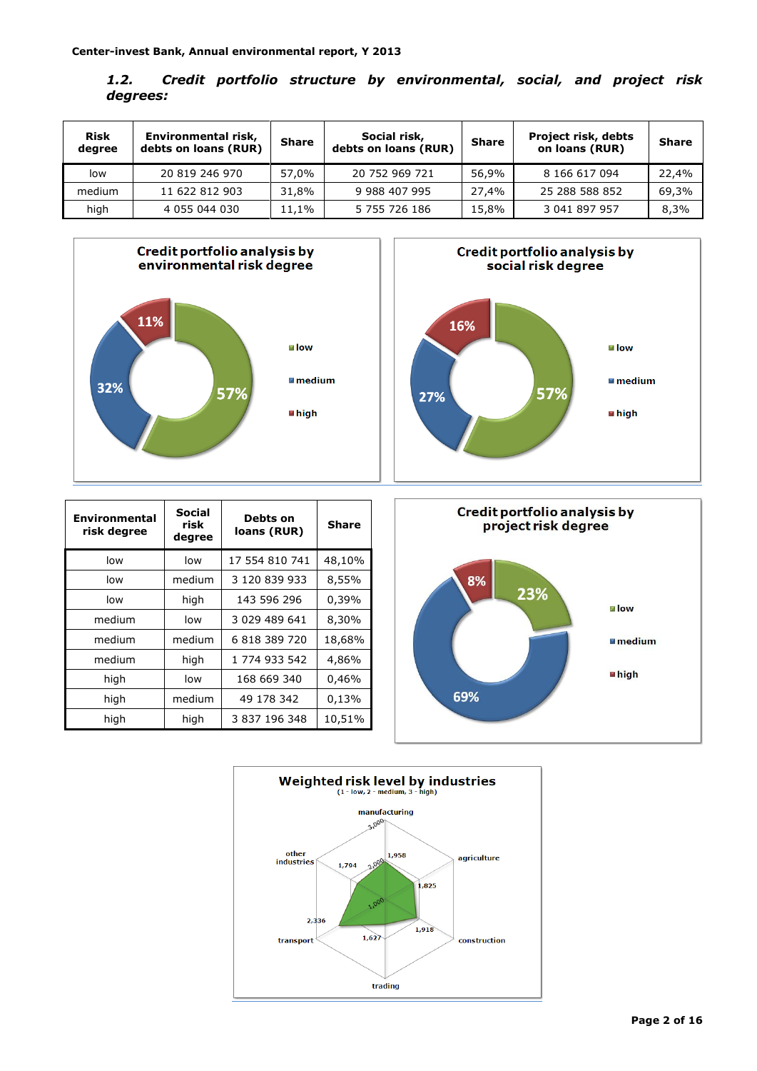### 1.2. Credit portfolio structure by environmental, social, and project risk degrees:

| Risk degree | Environmental risk, debts on loans (RUR) | Share | Social risk, debts on loans (RUR) | Share | Project risk, debts on loans (RUR) | Share |
|---|---|---|---|---|---|---|
| low | 20 819 246 970 | 57,0% | 20 752 969 721 | 56,9% | 8 166 617 094 | 22,4% |
| medium | 11 622 812 903 | 31,8% | 9 988 407 995 | 27,4% | 25 288 588 852 | 69,3% |
| high | 4 055 044 030 | 11,1% | 5 755 726 186 | 15,8% | 3 041 897 957 | 8,3% |

**Credit portfolio analysis by environmental risk degree**

- low: 57%
- medium: 32%
- high: 11%

**Credit portfolio analysis by social risk degree**

- low: 57%
- medium: 27%
- high: 16%

| Environmental risk degree | Social risk degree | Debts on loans (RUR) | Share |
|---|---|---|---|
| low | low | 17 554 810 741 | 48,10% |
| low | medium | 3 120 839 933 | 8,55% |
| low | high | 143 596 296 | 0,39% |
| medium | low | 3 029 489 641 | 8,30% |
| medium | medium | 6 818 389 720 | 18,68% |
| medium | high | 1 774 933 542 | 4,86% |
| high | low | 168 669 340 | 0,46% |
| high | medium | 49 178 342 | 0,13% |
| high | high | 3 837 196 348 | 10,51% |

**Credit portfolio analysis by project risk degree**

- low: 23%
- medium: 69%
- high: 8%

**Weighted risk level by industries**
(1 - low, 2 - medium, 3 - high)

- manufacturing: 1,958
- agriculture: 1,825
- construction: 1,918
- trading: 1,627
- transport: 2,336
- other industries: 1,794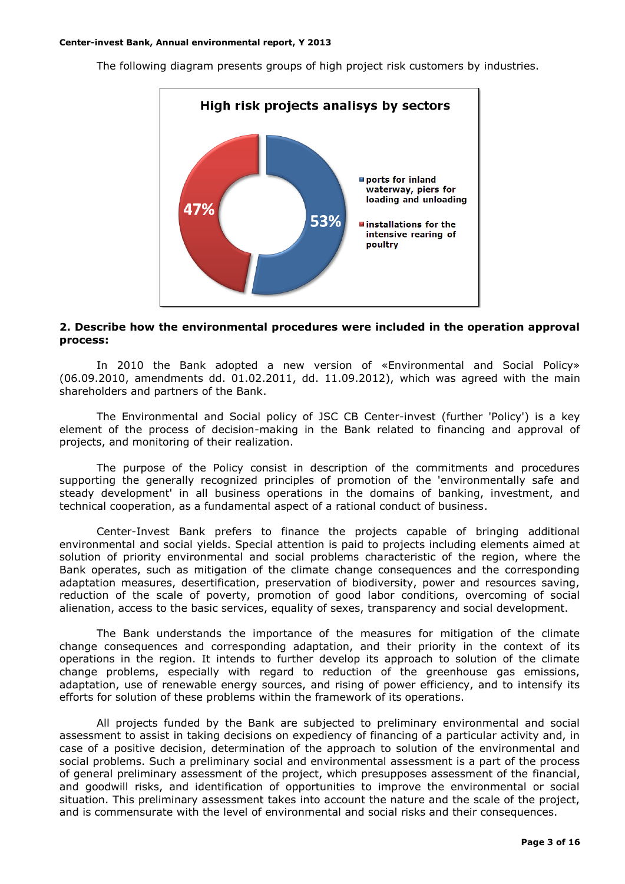The following diagram presents groups of high project risk customers by industries.

**High risk projects analisys by sectors**

- ports for inland waterway, piers for loading and unloading — 53%
- installations for the intensive rearing of poultry — 47%

**2. Describe how the environmental procedures were included in the operation approval process:**

In 2010 the Bank adopted a new version of «Environmental and Social Policy» (06.09.2010, amendments dd. 01.02.2011, dd. 11.09.2012), which was agreed with the main shareholders and partners of the Bank.

The Environmental and Social policy of JSC CB Center-invest (further 'Policy') is a key element of the process of decision-making in the Bank related to financing and approval of projects, and monitoring of their realization.

The purpose of the Policy consist in description of the commitments and procedures supporting the generally recognized principles of promotion of the 'environmentally safe and steady development' in all business operations in the domains of banking, investment, and technical cooperation, as a fundamental aspect of a rational conduct of business.

Center-Invest Bank prefers to finance the projects capable of bringing additional environmental and social yields. Special attention is paid to projects including elements aimed at solution of priority environmental and social problems characteristic of the region, where the Bank operates, such as mitigation of the climate change consequences and the corresponding adaptation measures, desertification, preservation of biodiversity, power and resources saving, reduction of the scale of poverty, promotion of good labor conditions, overcoming of social alienation, access to the basic services, equality of sexes, transparency and social development.

The Bank understands the importance of the measures for mitigation of the climate change consequences and corresponding adaptation, and their priority in the context of its operations in the region. It intends to further develop its approach to solution of the climate change problems, especially with regard to reduction of the greenhouse gas emissions, adaptation, use of renewable energy sources, and rising of power efficiency, and to intensify its efforts for solution of these problems within the framework of its operations.

All projects funded by the Bank are subjected to preliminary environmental and social assessment to assist in taking decisions on expediency of financing of a particular activity and, in case of a positive decision, determination of the approach to solution of the environmental and social problems. Such a preliminary social and environmental assessment is a part of the process of general preliminary assessment of the project, which presupposes assessment of the financial, and goodwill risks, and identification of opportunities to improve the environmental or social situation. This preliminary assessment takes into account the nature and the scale of the project, and is commensurate with the level of environmental and social risks and their consequences.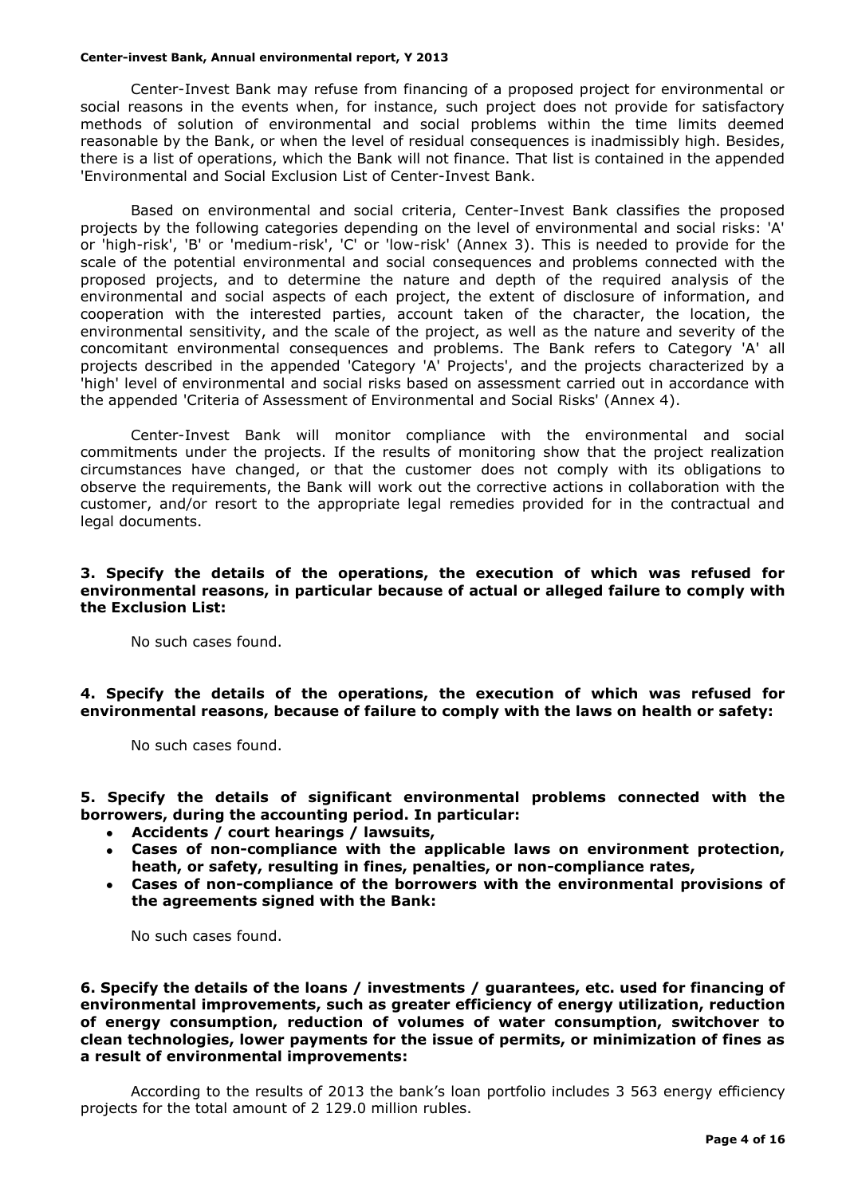Center-Invest Bank may refuse from financing of a proposed project for environmental or social reasons in the events when, for instance, such project does not provide for satisfactory methods of solution of environmental and social problems within the time limits deemed reasonable by the Bank, or when the level of residual consequences is inadmissibly high. Besides, there is a list of operations, which the Bank will not finance. That list is contained in the appended 'Environmental and Social Exclusion List of Center-Invest Bank.

Based on environmental and social criteria, Center-Invest Bank classifies the proposed projects by the following categories depending on the level of environmental and social risks: 'A' or 'high-risk', 'B' or 'medium-risk', 'C' or 'low-risk' (Annex 3). This is needed to provide for the scale of the potential environmental and social consequences and problems connected with the proposed projects, and to determine the nature and depth of the required analysis of the environmental and social aspects of each project, the extent of disclosure of information, and cooperation with the interested parties, account taken of the character, the location, the environmental sensitivity, and the scale of the project, as well as the nature and severity of the concomitant environmental consequences and problems. The Bank refers to Category 'A' all projects described in the appended 'Category 'A' Projects', and the projects characterized by a 'high' level of environmental and social risks based on assessment carried out in accordance with the appended 'Criteria of Assessment of Environmental and Social Risks' (Annex 4).

Center-Invest Bank will monitor compliance with the environmental and social commitments under the projects. If the results of monitoring show that the project realization circumstances have changed, or that the customer does not comply with its obligations to observe the requirements, the Bank will work out the corrective actions in collaboration with the customer, and/or resort to the appropriate legal remedies provided for in the contractual and legal documents.

**3. Specify the details of the operations, the execution of which was refused for environmental reasons, in particular because of actual or alleged failure to comply with the Exclusion List:**

No such cases found.

**4. Specify the details of the operations, the execution of which was refused for environmental reasons, because of failure to comply with the laws on health or safety:**

No such cases found.

**5. Specify the details of significant environmental problems connected with the borrowers, during the accounting period. In particular:**

- **Accidents / court hearings / lawsuits,**
- **Cases of non-compliance with the applicable laws on environment protection, heath, or safety, resulting in fines, penalties, or non-compliance rates,**
- **Cases of non-compliance of the borrowers with the environmental provisions of the agreements signed with the Bank:**

No such cases found.

**6. Specify the details of the loans / investments / guarantees, etc. used for financing of environmental improvements, such as greater efficiency of energy utilization, reduction of energy consumption, reduction of volumes of water consumption, switchover to clean technologies, lower payments for the issue of permits, or minimization of fines as a result of environmental improvements:**

According to the results of 2013 the bank's loan portfolio includes 3 563 energy efficiency projects for the total amount of 2 129.0 million rubles.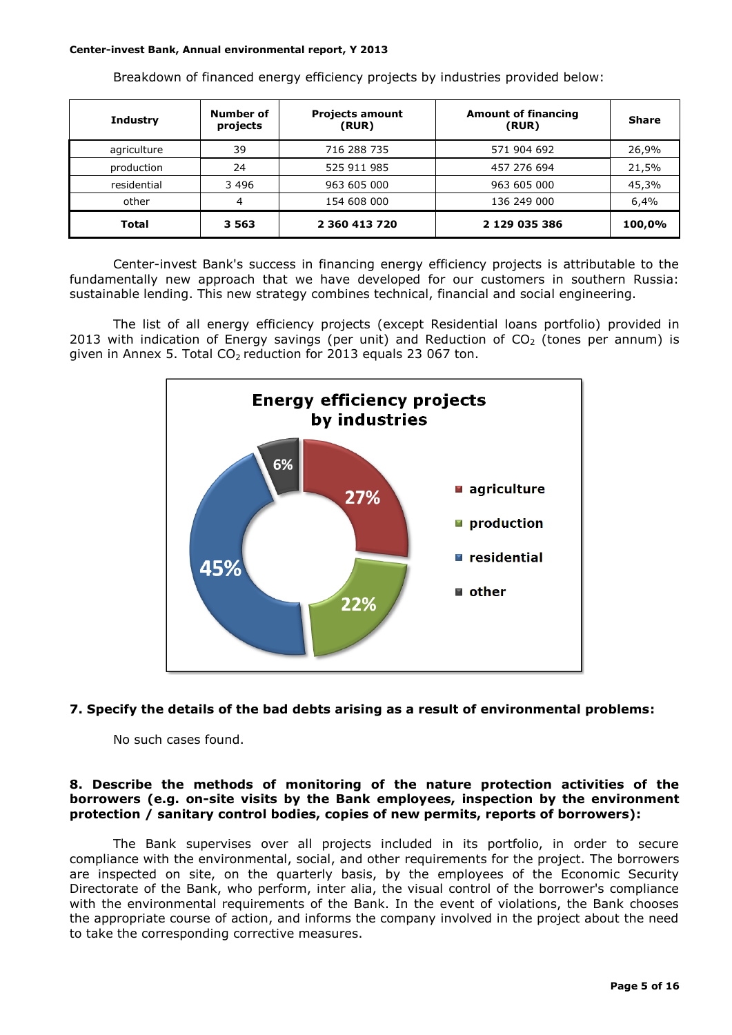Breakdown of financed energy efficiency projects by industries provided below:

| Industry | Number of projects | Projects amount (RUR) | Amount of financing (RUR) | Share |
|---|---|---|---|---|
| agriculture | 39 | 716 288 735 | 571 904 692 | 26,9% |
| production | 24 | 525 911 985 | 457 276 694 | 21,5% |
| residential | 3 496 | 963 605 000 | 963 605 000 | 45,3% |
| other | 4 | 154 608 000 | 136 249 000 | 6,4% |
| **Total** | **3 563** | **2 360 413 720** | **2 129 035 386** | **100,0%** |

Center-invest Bank's success in financing energy efficiency projects is attributable to the fundamentally new approach that we have developed for our customers in southern Russia: sustainable lending. This new strategy combines technical, financial and social engineering.

The list of all energy efficiency projects (except Residential loans portfolio) provided in 2013 with indication of Energy savings (per unit) and Reduction of $CO_2$ (tones per annum) is given in Annex 5. Total $CO_2$ reduction for 2013 equals 23 067 ton.

**Energy efficiency projects by industries**

- agriculture: 27%
- production: 22%
- residential: 45%
- other: 6%

## 7. Specify the details of the bad debts arising as a result of environmental problems:

No such cases found.

## 8. Describe the methods of monitoring of the nature protection activities of the borrowers (e.g. on-site visits by the Bank employees, inspection by the environment protection / sanitary control bodies, copies of new permits, reports of borrowers):

The Bank supervises over all projects included in its portfolio, in order to secure compliance with the environmental, social, and other requirements for the project. The borrowers are inspected on site, on the quarterly basis, by the employees of the Economic Security Directorate of the Bank, who perform, inter alia, the visual control of the borrower's compliance with the environmental requirements of the Bank. In the event of violations, the Bank chooses the appropriate course of action, and informs the company involved in the project about the need to take the corresponding corrective measures.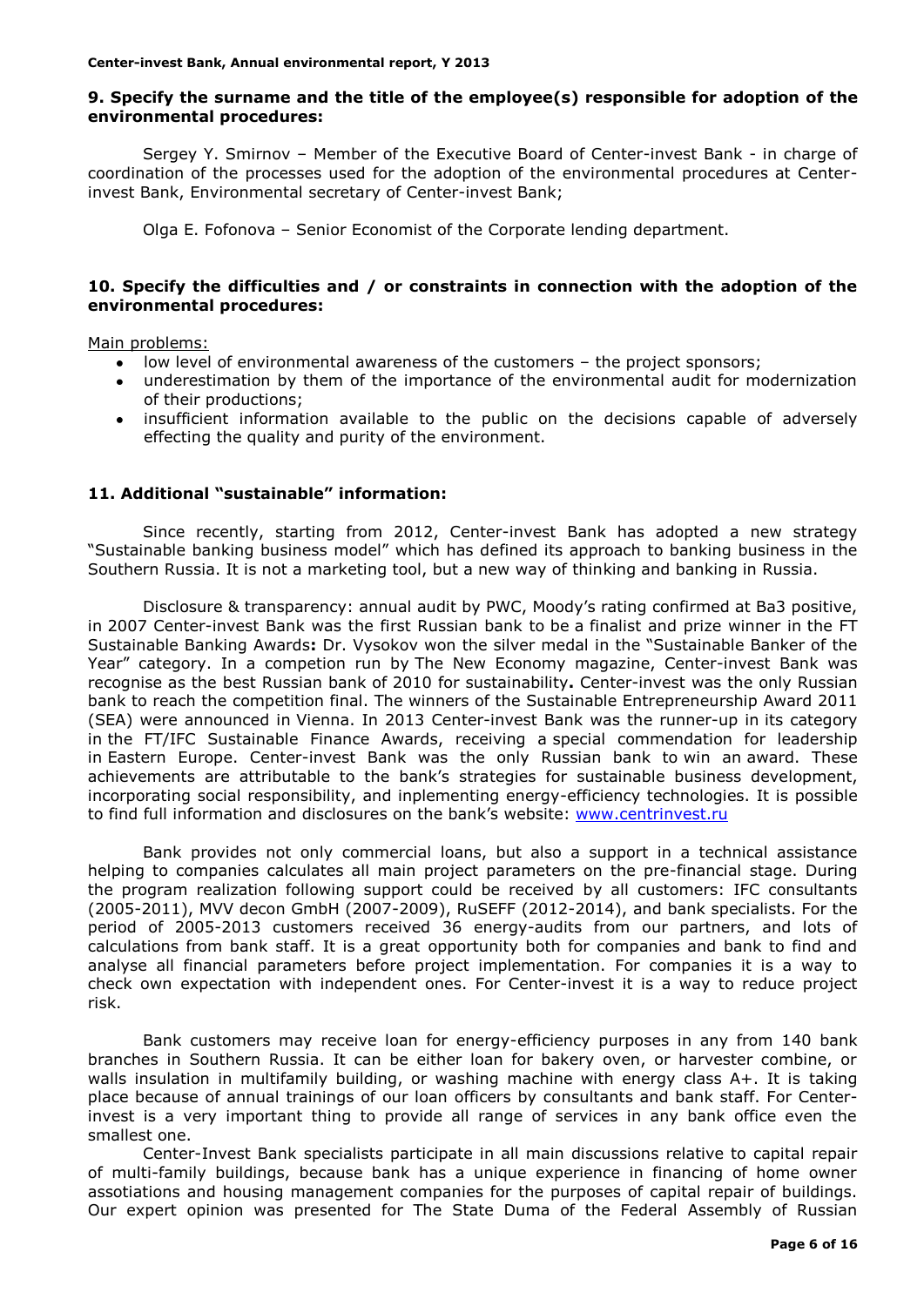**9. Specify the surname and the title of the employee(s) responsible for adoption of the environmental procedures:**

Sergey Y. Smirnov – Member of the Executive Board of Center-invest Bank - in charge of coordination of the processes used for the adoption of the environmental procedures at Center-invest Bank, Environmental secretary of Center-invest Bank;

Olga E. Fofonova – Senior Economist of the Corporate lending department.

**10. Specify the difficulties and / or constraints in connection with the adoption of the environmental procedures:**

Main problems:

- low level of environmental awareness of the customers – the project sponsors;
- underestimation by them of the importance of the environmental audit for modernization of their productions;
- insufficient information available to the public on the decisions capable of adversely effecting the quality and purity of the environment.

**11. Additional "sustainable" information:**

Since recently, starting from 2012, Center-invest Bank has adopted a new strategy "Sustainable banking business model" which has defined its approach to banking business in the Southern Russia. It is not a marketing tool, but a new way of thinking and banking in Russia.

Disclosure & transparency: annual audit by PWC, Moody's rating confirmed at Ba3 positive, in 2007 Center-invest Bank was the first Russian bank to be a finalist and prize winner in the FT Sustainable Banking Awards**:** Dr. Vysokov won the silver medal in the "Sustainable Banker of the Year" category. In a competion run by The New Economy magazine, Center-invest Bank was recognise as the best Russian bank of 2010 for sustainability**.** Center-invest was the only Russian bank to reach the competition final. The winners of the Sustainable Entrepreneurship Award 2011 (SEA) were announced in Vienna. In 2013 Center-invest Bank was the runner-up in its category in the FT/IFC Sustainable Finance Awards, receiving a special commendation for leadership in Eastern Europe. Center-invest Bank was the only Russian bank to win an award. These achievements are attributable to the bank's strategies for sustainable business development, incorporating social responsibility, and inplementing energy-efficiency technologies. It is possible to find full information and disclosures on the bank's website: www.centrinvest.ru

Bank provides not only commercial loans, but also a support in a technical assistance helping to companies calculates all main project parameters on the pre-financial stage. During the program realization following support could be received by all customers: IFC consultants (2005-2011), MVV decon GmbH (2007-2009), RuSEFF (2012-2014), and bank specialists. For the period of 2005-2013 customers received 36 energy-audits from our partners, and lots of calculations from bank staff. It is a great opportunity both for companies and bank to find and analyse all financial parameters before project implementation. For companies it is a way to check own expectation with independent ones. For Center-invest it is a way to reduce project risk.

Bank customers may receive loan for energy-efficiency purposes in any from 140 bank branches in Southern Russia. It can be either loan for bakery oven, or harvester combine, or walls insulation in multifamily building, or washing machine with energy class A+. It is taking place because of annual trainings of our loan officers by consultants and bank staff. For Center-invest is a very important thing to provide all range of services in any bank office even the smallest one.

Center-Invest Bank specialists participate in all main discussions relative to capital repair of multi-family buildings, because bank has a unique experience in financing of home owner assotiations and housing management companies for the purposes of capital repair of buildings. Our expert opinion was presented for The State Duma of the Federal Assembly of Russian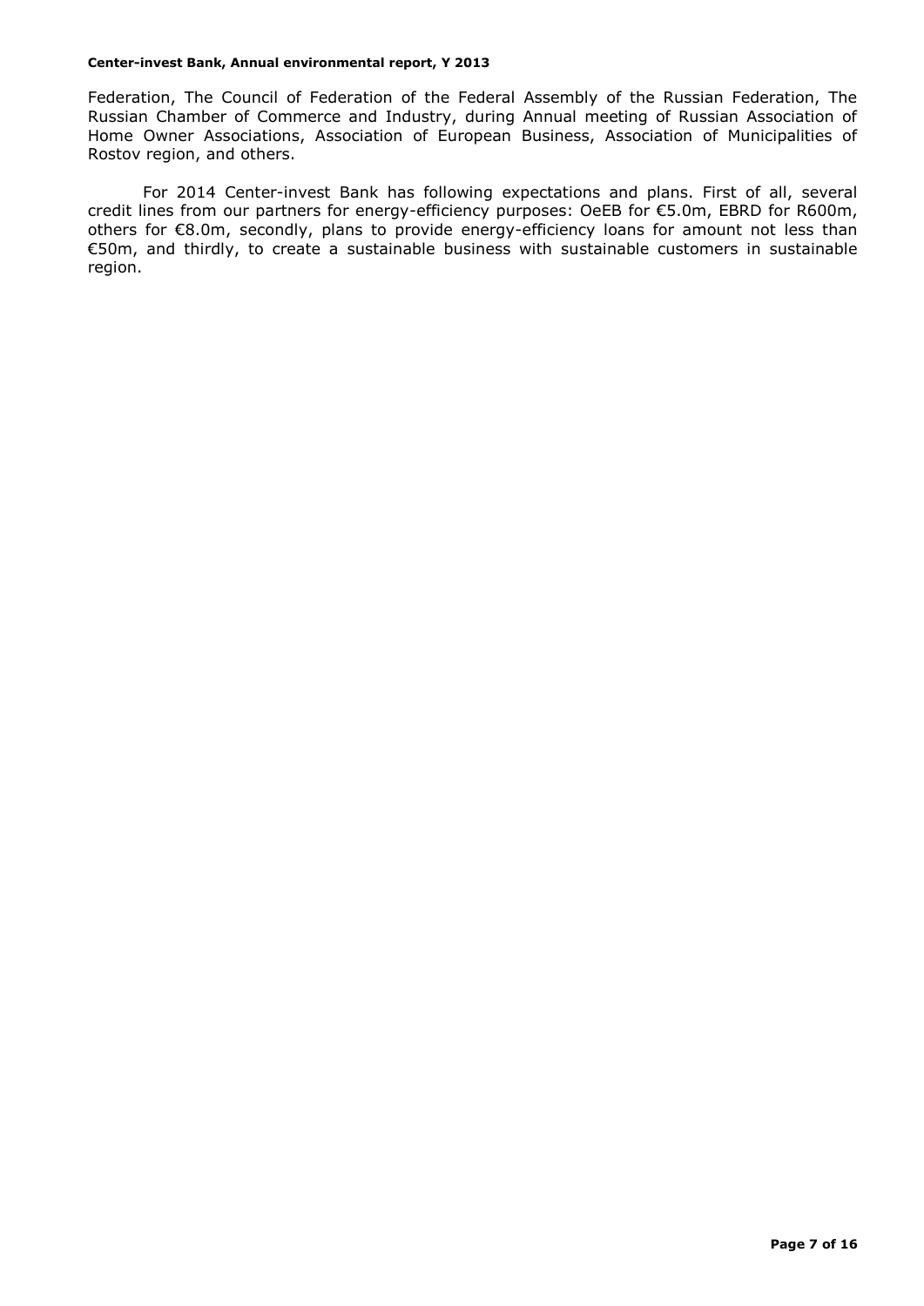Federation, The Council of Federation of the Federal Assembly of the Russian Federation, The Russian Chamber of Commerce and Industry, during Annual meeting of Russian Association of Home Owner Associations, Association of European Business, Association of Municipalities of Rostov region, and others.

For 2014 Center-invest Bank has following expectations and plans. First of all, several credit lines from our partners for energy-efficiency purposes: OeEB for €5.0m, EBRD for R600m, others for €8.0m, secondly, plans to provide energy-efficiency loans for amount not less than €50m, and thirdly, to create a sustainable business with sustainable customers in sustainable region.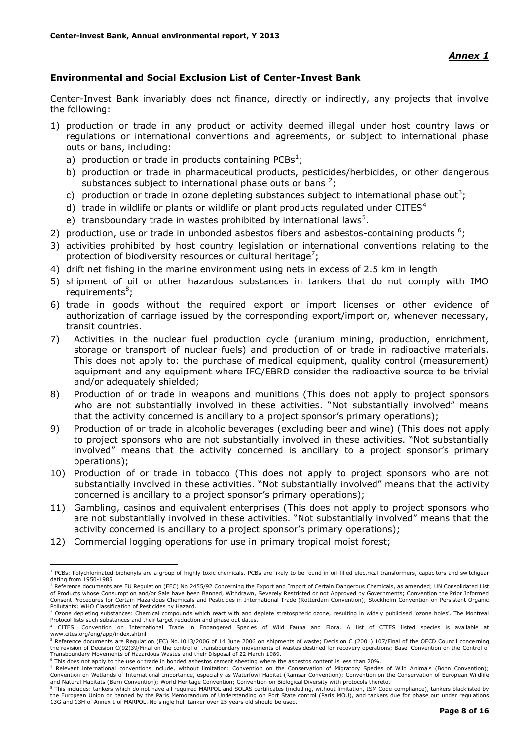*Annex 1*

## Environmental and Social Exclusion List of Center-Invest Bank

Center-Invest Bank invariably does not finance, directly or indirectly, any projects that involve the following:

1) production or trade in any product or activity deemed illegal under host country laws or regulations or international conventions and agreements, or subject to international phase outs or bans, including:
   a) production or trade in products containing PCBs[1];
   b) production or trade in pharmaceutical products, pesticides/herbicides, or other dangerous substances subject to international phase outs or bans [2];
   c) production or trade in ozone depleting substances subject to international phase out[3];
   d) trade in wildlife or plants or wildlife or plant products regulated under CITES[4]
   e) transboundary trade in wastes prohibited by international laws[5].
2) production, use or trade in unbonded asbestos fibers and asbestos-containing products [6];
3) activities prohibited by host country legislation or international conventions relating to the protection of biodiversity resources or cultural heritage[7];
4) drift net fishing in the marine environment using nets in excess of 2.5 km in length
5) shipment of oil or other hazardous substances in tankers that do not comply with IMO requirements[8];
6) trade in goods without the required export or import licenses or other evidence of authorization of carriage issued by the corresponding export/import or, whenever necessary, transit countries.
7) Activities in the nuclear fuel production cycle (uranium mining, production, enrichment, storage or transport of nuclear fuels) and production of or trade in radioactive materials. This does not apply to: the purchase of medical equipment, quality control (measurement) equipment and any equipment where IFC/EBRD consider the radioactive source to be trivial and/or adequately shielded;
8) Production of or trade in weapons and munitions (This does not apply to project sponsors who are not substantially involved in these activities. "Not substantially involved" means that the activity concerned is ancillary to a project sponsor's primary operations);
9) Production of or trade in alcoholic beverages (excluding beer and wine) (This does not apply to project sponsors who are not substantially involved in these activities. "Not substantially involved" means that the activity concerned is ancillary to a project sponsor's primary operations);
10) Production of or trade in tobacco (This does not apply to project sponsors who are not substantially involved in these activities. "Not substantially involved" means that the activity concerned is ancillary to a project sponsor's primary operations);
11) Gambling, casinos and equivalent enterprises (This does not apply to project sponsors who are not substantially involved in these activities. "Not substantially involved" means that the activity concerned is ancillary to a project sponsor's primary operations);
12) Commercial logging operations for use in primary tropical moist forest;

---

[1] PCBs: Polychlorinated biphenyls are a group of highly toxic chemicals. PCBs are likely to be found in oil-filled electrical transformers, capacitors and switchgear dating from 1950-1985

[2] Reference documents are EU Regulation (EEC) No 2455/92 Concerning the Export and Import of Certain Dangerous Chemicals, as amended; UN Consolidated List of Products whose Consumption and/or Sale have been Banned, Withdrawn, Severely Restricted or not Approved by Governments; Convention the Prior Informed Consent Procedures for Certain Hazardous Chemicals and Pesticides in International Trade (Rotterdam Convention); Stockholm Convention on Persistent Organic Pollutants; WHO Classification of Pesticides by Hazard.

[3] Ozone depleting substances: Chemical compounds which react with and deplete stratospheric ozone, resulting in widely publicised 'ozone holes'. The Montreal Protocol lists such substances and their target reduction and phase out dates.

[4] CITES: Convention on International Trade in Endangered Species of Wild Fauna and Flora. A list of CITES listed species is available at www.cites.org/eng/app/index.shtml

[5] Reference documents are Regulation (EC) No.1013/2006 of 14 June 2006 on shipments of waste; Decision C (2001) 107/Final of the OECD Council concerning the revision of Decision C(92)39/Final on the control of transboundary movements of wastes destined for recovery operations; Basel Convention on the Control of Transboundary Movements of Hazardous Wastes and their Disposal of 22 March 1989.

[6] This does not apply to the use or trade in bonded asbestos cement sheeting where the asbestos content is less than 20%.

[7] Relevant international conventions include, without limitation: Convention on the Conservation of Migratory Species of Wild Animals (Bonn Convention); Convention on Wetlands of International Importance, especially as Waterfowl Habitat (Ramsar Convention); Convention on the Conservation of European Wildlife and Natural Habitats (Bern Convention); World Heritage Convention; Convention on Biological Diversity with protocols thereto.

[8] This includes: tankers which do not have all required MARPOL and SOLAS certificates (including, without limitation, ISM Code compliance), tankers blacklisted by the European Union or banned by the Paris Memorandum of Understanding on Port State control (Paris MOU), and tankers due for phase out under regulations 13G and 13H of Annex I of MARPOL. No single hull tanker over 25 years old should be used.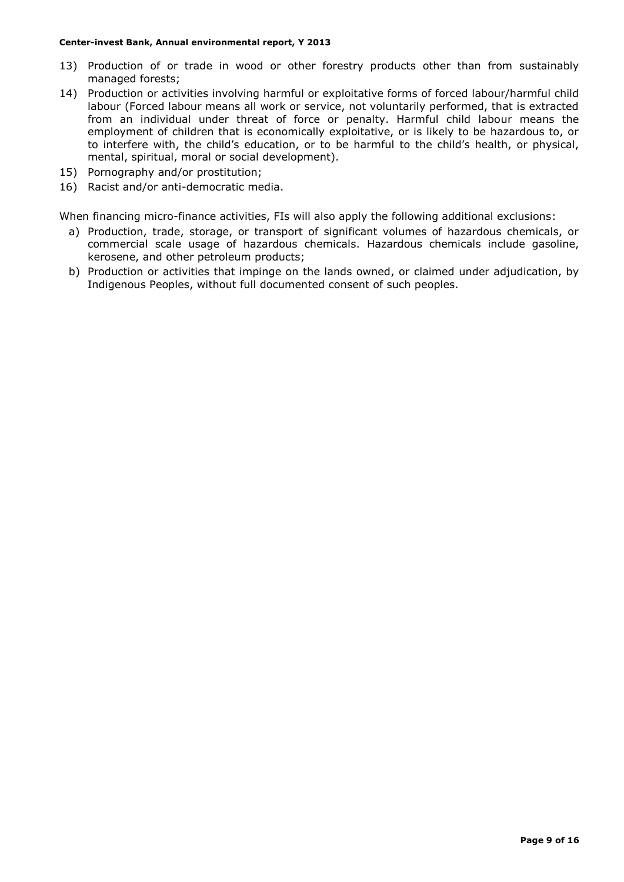13) Production of or trade in wood or other forestry products other than from sustainably managed forests;
14) Production or activities involving harmful or exploitative forms of forced labour/harmful child labour (Forced labour means all work or service, not voluntarily performed, that is extracted from an individual under threat of force or penalty. Harmful child labour means the employment of children that is economically exploitative, or is likely to be hazardous to, or to interfere with, the child's education, or to be harmful to the child's health, or physical, mental, spiritual, moral or social development).
15) Pornography and/or prostitution;
16) Racist and/or anti-democratic media.

When financing micro-finance activities, FIs will also apply the following additional exclusions:

a) Production, trade, storage, or transport of significant volumes of hazardous chemicals, or commercial scale usage of hazardous chemicals. Hazardous chemicals include gasoline, kerosene, and other petroleum products;
b) Production or activities that impinge on the lands owned, or claimed under adjudication, by Indigenous Peoples, without full documented consent of such peoples.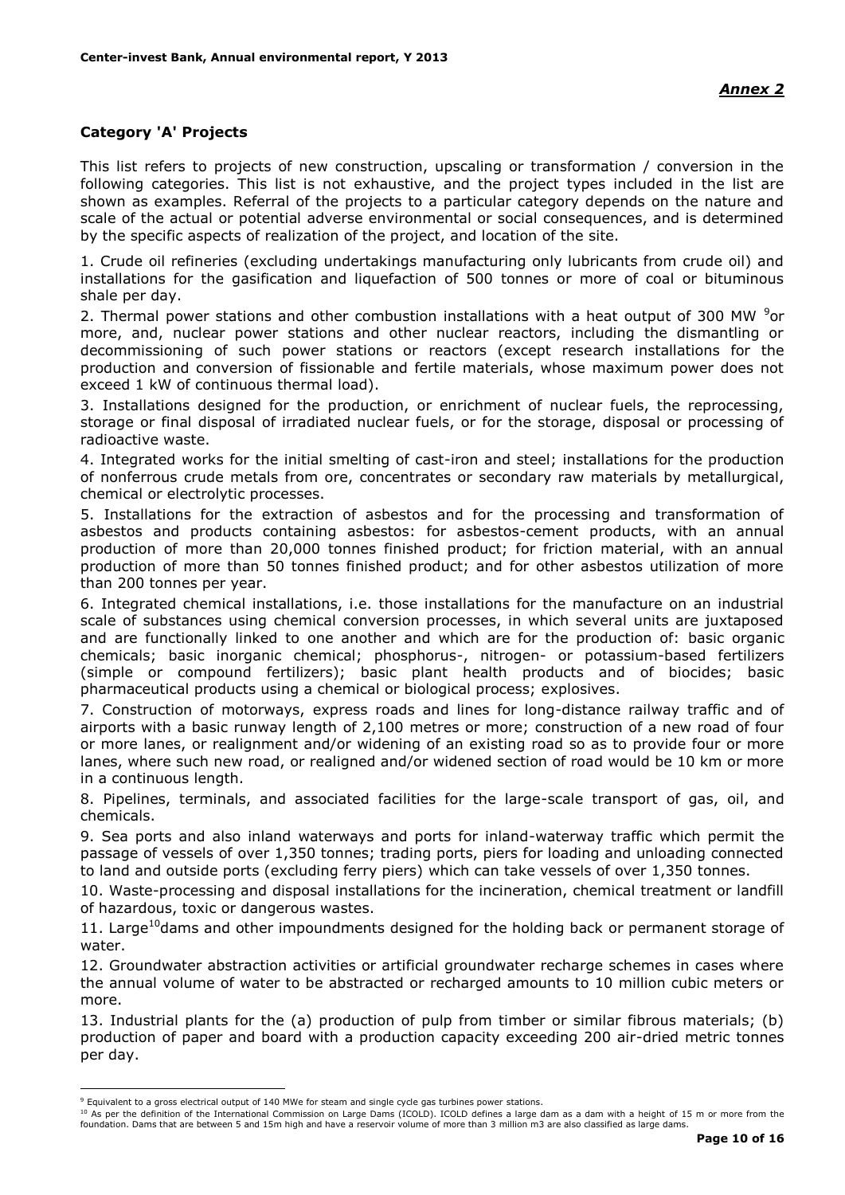*Annex 2*

## Category 'A' Projects

This list refers to projects of new construction, upscaling or transformation / conversion in the following categories. This list is not exhaustive, and the project types included in the list are shown as examples. Referral of the projects to a particular category depends on the nature and scale of the actual or potential adverse environmental or social consequences, and is determined by the specific aspects of realization of the project, and location of the site.

1. Crude oil refineries (excluding undertakings manufacturing only lubricants from crude oil) and installations for the gasification and liquefaction of 500 tonnes or more of coal or bituminous shale per day.

2. Thermal power stations and other combustion installations with a heat output of 300 MW [9] or more, and, nuclear power stations and other nuclear reactors, including the dismantling or decommissioning of such power stations or reactors (except research installations for the production and conversion of fissionable and fertile materials, whose maximum power does not exceed 1 kW of continuous thermal load).

3. Installations designed for the production, or enrichment of nuclear fuels, the reprocessing, storage or final disposal of irradiated nuclear fuels, or for the storage, disposal or processing of radioactive waste.

4. Integrated works for the initial smelting of cast-iron and steel; installations for the production of nonferrous crude metals from ore, concentrates or secondary raw materials by metallurgical, chemical or electrolytic processes.

5. Installations for the extraction of asbestos and for the processing and transformation of asbestos and products containing asbestos: for asbestos-cement products, with an annual production of more than 20,000 tonnes finished product; for friction material, with an annual production of more than 50 tonnes finished product; and for other asbestos utilization of more than 200 tonnes per year.

6. Integrated chemical installations, i.e. those installations for the manufacture on an industrial scale of substances using chemical conversion processes, in which several units are juxtaposed and are functionally linked to one another and which are for the production of: basic organic chemicals; basic inorganic chemical; phosphorus-, nitrogen- or potassium-based fertilizers (simple or compound fertilizers); basic plant health products and of biocides; basic pharmaceutical products using a chemical or biological process; explosives.

7. Construction of motorways, express roads and lines for long-distance railway traffic and of airports with a basic runway length of 2,100 metres or more; construction of a new road of four or more lanes, or realignment and/or widening of an existing road so as to provide four or more lanes, where such new road, or realigned and/or widened section of road would be 10 km or more in a continuous length.

8. Pipelines, terminals, and associated facilities for the large-scale transport of gas, oil, and chemicals.

9. Sea ports and also inland waterways and ports for inland-waterway traffic which permit the passage of vessels of over 1,350 tonnes; trading ports, piers for loading and unloading connected to land and outside ports (excluding ferry piers) which can take vessels of over 1,350 tonnes.

10. Waste-processing and disposal installations for the incineration, chemical treatment or landfill of hazardous, toxic or dangerous wastes.

11. Large[10] dams and other impoundments designed for the holding back or permanent storage of water.

12. Groundwater abstraction activities or artificial groundwater recharge schemes in cases where the annual volume of water to be abstracted or recharged amounts to 10 million cubic meters or more.

13. Industrial plants for the (a) production of pulp from timber or similar fibrous materials; (b) production of paper and board with a production capacity exceeding 200 air-dried metric tonnes per day.

---

[9] Equivalent to a gross electrical output of 140 MWe for steam and single cycle gas turbines power stations.

[10] As per the definition of the International Commission on Large Dams (ICOLD). ICOLD defines a large dam as a dam with a height of 15 m or more from the foundation. Dams that are between 5 and 15m high and have a reservoir volume of more than 3 million m3 are also classified as large dams.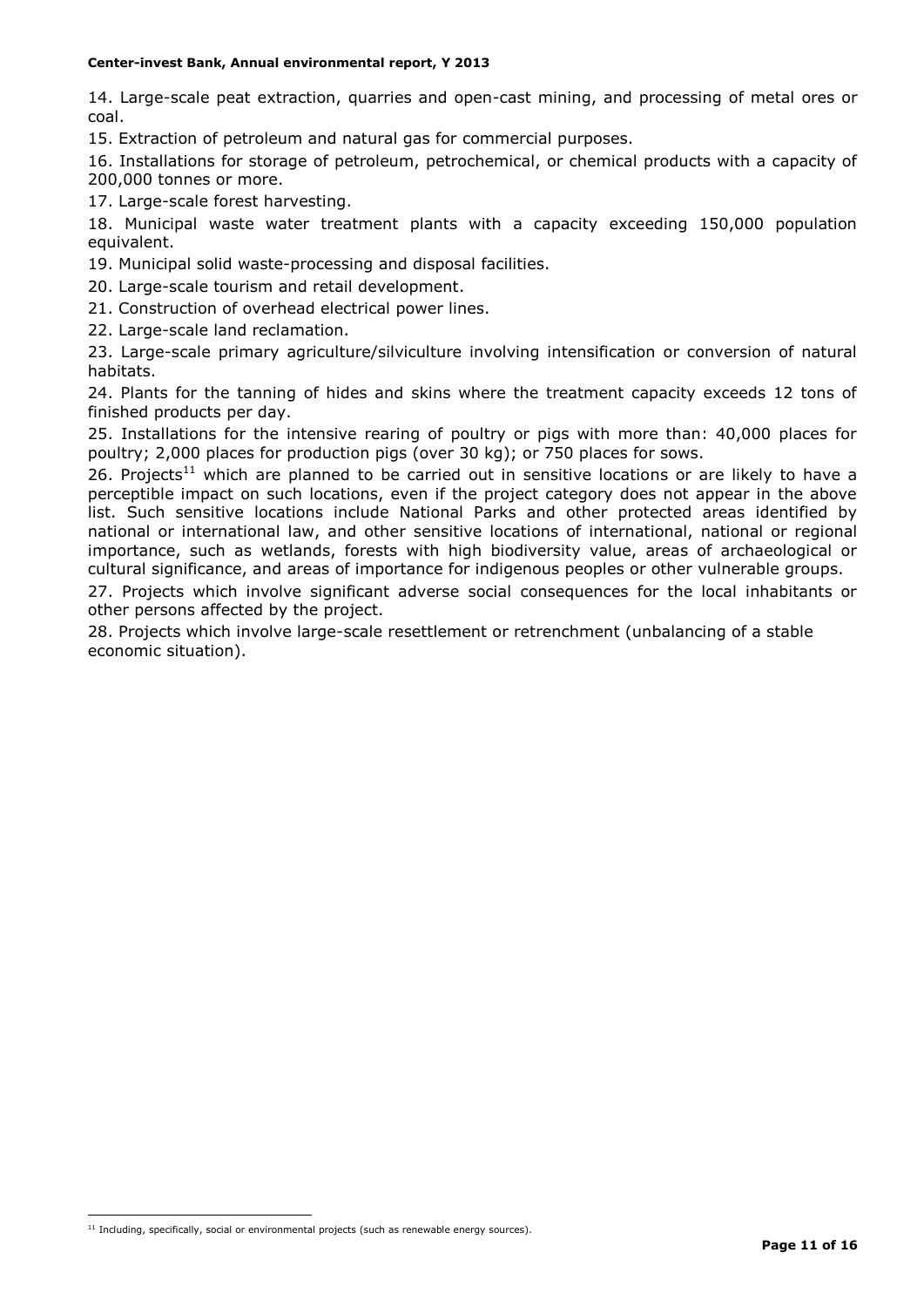14. Large-scale peat extraction, quarries and open-cast mining, and processing of metal ores or coal.

15. Extraction of petroleum and natural gas for commercial purposes.

16. Installations for storage of petroleum, petrochemical, or chemical products with a capacity of 200,000 tonnes or more.

17. Large-scale forest harvesting.

18. Municipal waste water treatment plants with a capacity exceeding 150,000 population equivalent.

19. Municipal solid waste-processing and disposal facilities.

20. Large-scale tourism and retail development.

21. Construction of overhead electrical power lines.

22. Large-scale land reclamation.

23. Large-scale primary agriculture/silviculture involving intensification or conversion of natural habitats.

24. Plants for the tanning of hides and skins where the treatment capacity exceeds 12 tons of finished products per day.

25. Installations for the intensive rearing of poultry or pigs with more than: 40,000 places for poultry; 2,000 places for production pigs (over 30 kg); or 750 places for sows.

26. Projects[11] which are planned to be carried out in sensitive locations or are likely to have a perceptible impact on such locations, even if the project category does not appear in the above list. Such sensitive locations include National Parks and other protected areas identified by national or international law, and other sensitive locations of international, national or regional importance, such as wetlands, forests with high biodiversity value, areas of archaeological or cultural significance, and areas of importance for indigenous peoples or other vulnerable groups.

27. Projects which involve significant adverse social consequences for the local inhabitants or other persons affected by the project.

28. Projects which involve large-scale resettlement or retrenchment (unbalancing of a stable economic situation).

---

[11] Including, specifically, social or environmental projects (such as renewable energy sources).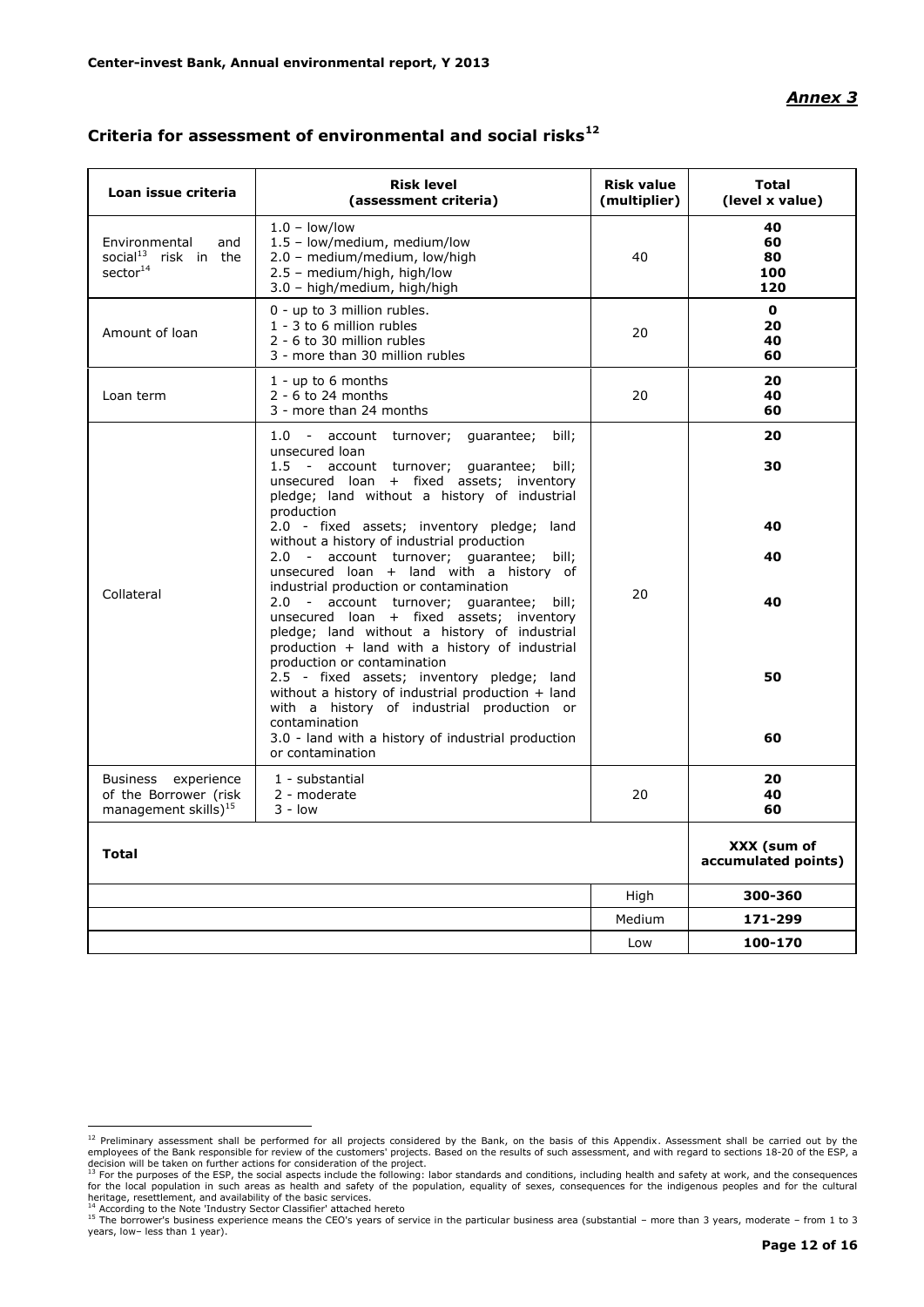*Annex 3*

## Criteria for assessment of environmental and social risks[12]

| Loan issue criteria | Risk level (assessment criteria) | Risk value (multiplier) | Total (level x value) |
|---|---|---|---|
| Environmental and social[13] risk in the sector[14] | 1.0 – low/low<br>1.5 – low/medium, medium/low<br>2.0 – medium/medium, low/high<br>2.5 – medium/high, high/low<br>3.0 – high/medium, high/high | 40 | 40<br>60<br>80<br>100<br>120 |
| Amount of loan | 0 - up to 3 million rubles.<br>1 - 3 to 6 million rubles<br>2 - 6 to 30 million rubles<br>3 - more than 30 million rubles | 20 | 0<br>20<br>40<br>60 |
| Loan term | 1 - up to 6 months<br>2 - 6 to 24 months<br>3 - more than 24 months | 20 | 20<br>40<br>60 |
| Collateral | 1.0 - account turnover; guarantee; bill; unsecured loan<br>1.5 - account turnover; guarantee; bill; unsecured loan + fixed assets; inventory pledge; land without a history of industrial production<br>2.0 - fixed assets; inventory pledge; land without a history of industrial production<br>2.0 - account turnover; guarantee; bill; unsecured loan + land with a history of industrial production or contamination<br>2.0 - account turnover; guarantee; bill; unsecured loan + fixed assets; inventory pledge; land without a history of industrial production + land with a history of industrial production or contamination<br>2.5 - fixed assets; inventory pledge; land without a history of industrial production + land with a history of industrial production or contamination<br>3.0 - land with a history of industrial production or contamination | 20 | 20<br>30<br>40<br>40<br>40<br>50<br>60 |
| Business experience of the Borrower (risk management skills)[15] | 1 - substantial<br>2 - moderate<br>3 - low | 20 | 20<br>40<br>60 |
| **Total** | | | XXX (sum of accumulated points) |
| | | High | 300-360 |
| | | Medium | 171-299 |
| | | Low | 100-170 |

[12] Preliminary assessment shall be performed for all projects considered by the Bank, on the basis of this Appendix. Assessment shall be carried out by the employees of the Bank responsible for review of the customers' projects. Based on the results of such assessment, and with regard to sections 18-20 of the ESP, a decision will be taken on further actions for consideration of the project.

[13] For the purposes of the ESP, the social aspects include the following: labor standards and conditions, including health and safety at work, and the consequences for the local population in such areas as health and safety of the population, equality of sexes, consequences for the indigenous peoples and for the cultural heritage, resettlement, and availability of the basic services.

[14] According to the Note 'Industry Sector Classifier' attached hereto

[15] The borrower's business experience means the CEO's years of service in the particular business area (substantial – more than 3 years, moderate – from 1 to 3 years, low– less than 1 year).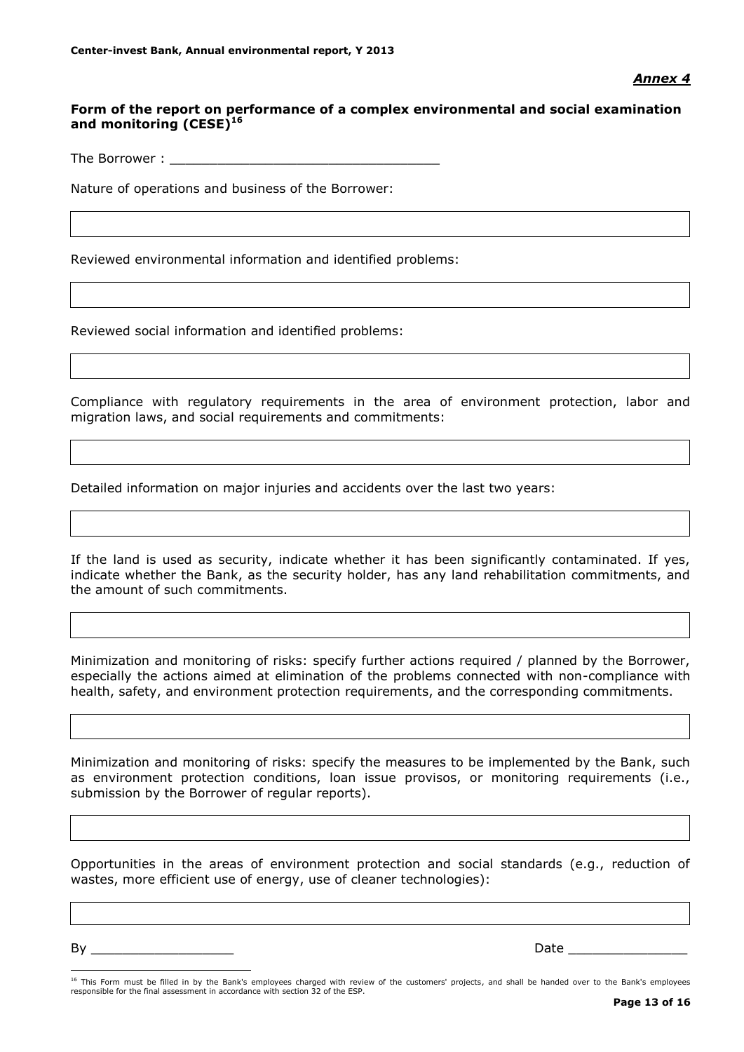*__Annex 4__*

**Form of the report on performance of a complex environmental and social examination and monitoring (CESE)[16]**

The Borrower : ________________________________

Nature of operations and business of the Borrower:

Reviewed environmental information and identified problems:

Reviewed social information and identified problems:

Compliance with regulatory requirements in the area of environment protection, labor and migration laws, and social requirements and commitments:

Detailed information on major injuries and accidents over the last two years:

If the land is used as security, indicate whether it has been significantly contaminated. If yes, indicate whether the Bank, as the security holder, has any land rehabilitation commitments, and the amount of such commitments.

Minimization and monitoring of risks: specify further actions required / planned by the Borrower, especially the actions aimed at elimination of the problems connected with non-compliance with health, safety, and environment protection requirements, and the corresponding commitments.

Minimization and monitoring of risks: specify the measures to be implemented by the Bank, such as environment protection conditions, loan issue provisos, or monitoring requirements (i.e., submission by the Borrower of regular reports).

Opportunities in the areas of environment protection and social standards (e.g., reduction of wastes, more efficient use of energy, use of cleaner technologies):

By ________________ Date ______________

[16] This Form must be filled in by the Bank's employees charged with review of the customers' projects, and shall be handed over to the Bank's employees responsible for the final assessment in accordance with section 32 of the ESP.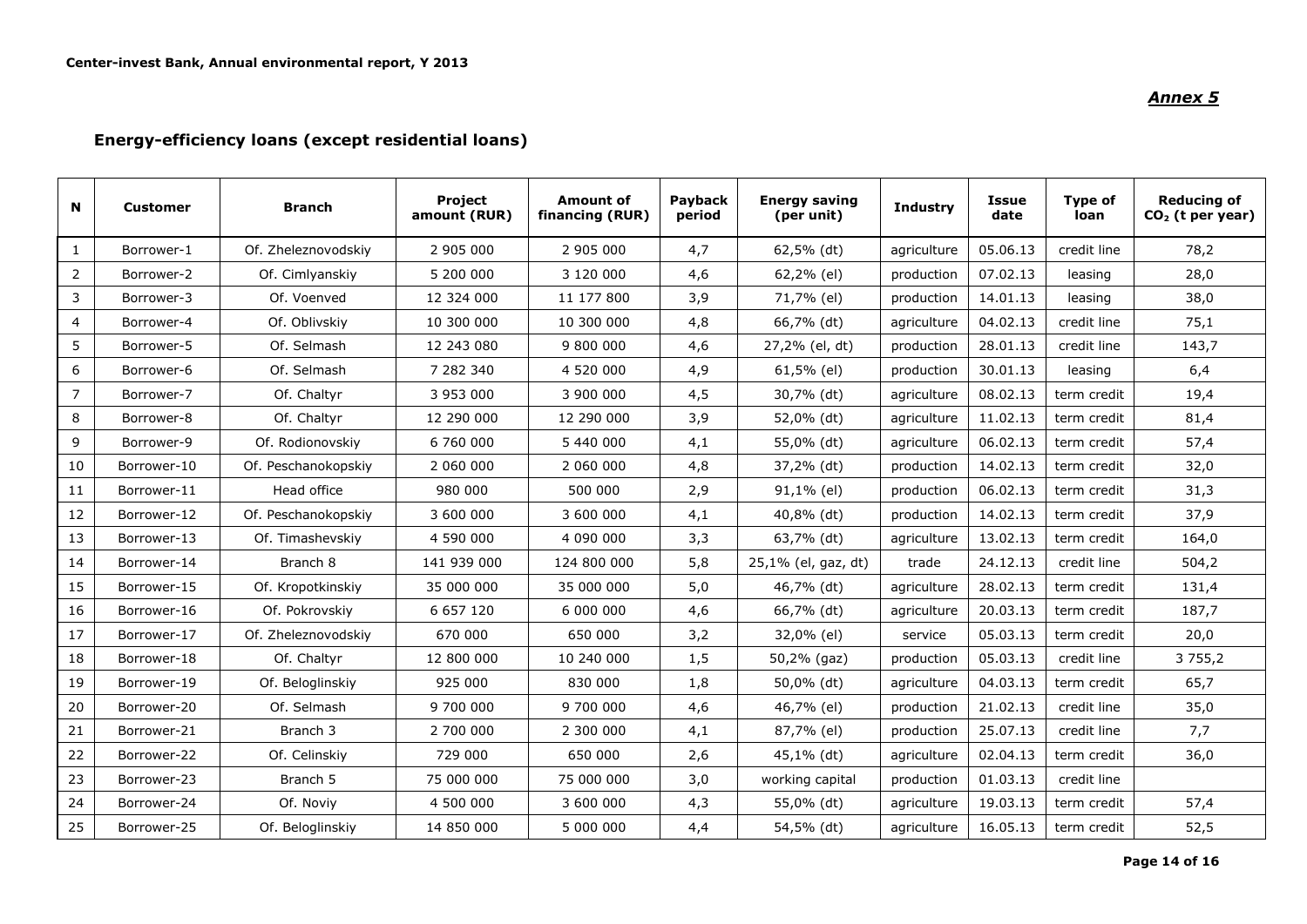*Annex 5*

## Energy-efficiency loans (except residential loans)

| N | Customer | Branch | Project amount (RUR) | Amount of financing (RUR) | Payback period | Energy saving (per unit) | Industry | Issue date | Type of loan | Reducing of $CO_2$ (t per year) |
|---|---|---|---|---|---|---|---|---|---|---|
| 1 | Borrower-1 | Of. Zheleznovodskiy | 2 905 000 | 2 905 000 | 4,7 | 62,5% (dt) | agriculture | 05.06.13 | credit line | 78,2 |
| 2 | Borrower-2 | Of. Cimlyanskiy | 5 200 000 | 3 120 000 | 4,6 | 62,2% (el) | production | 07.02.13 | leasing | 28,0 |
| 3 | Borrower-3 | Of. Voenved | 12 324 000 | 11 177 800 | 3,9 | 71,7% (el) | production | 14.01.13 | leasing | 38,0 |
| 4 | Borrower-4 | Of. Oblivskiy | 10 300 000 | 10 300 000 | 4,8 | 66,7% (dt) | agriculture | 04.02.13 | credit line | 75,1 |
| 5 | Borrower-5 | Of. Selmash | 12 243 080 | 9 800 000 | 4,6 | 27,2% (el, dt) | production | 28.01.13 | credit line | 143,7 |
| 6 | Borrower-6 | Of. Selmash | 7 282 340 | 4 520 000 | 4,9 | 61,5% (el) | production | 30.01.13 | leasing | 6,4 |
| 7 | Borrower-7 | Of. Chaltyr | 3 953 000 | 3 900 000 | 4,5 | 30,7% (dt) | agriculture | 08.02.13 | term credit | 19,4 |
| 8 | Borrower-8 | Of. Chaltyr | 12 290 000 | 12 290 000 | 3,9 | 52,0% (dt) | agriculture | 11.02.13 | term credit | 81,4 |
| 9 | Borrower-9 | Of. Rodionovskiy | 6 760 000 | 5 440 000 | 4,1 | 55,0% (dt) | agriculture | 06.02.13 | term credit | 57,4 |
| 10 | Borrower-10 | Of. Peschanokopskiy | 2 060 000 | 2 060 000 | 4,8 | 37,2% (dt) | production | 14.02.13 | term credit | 32,0 |
| 11 | Borrower-11 | Head office | 980 000 | 500 000 | 2,9 | 91,1% (el) | production | 06.02.13 | term credit | 31,3 |
| 12 | Borrower-12 | Of. Peschanokopskiy | 3 600 000 | 3 600 000 | 4,1 | 40,8% (dt) | production | 14.02.13 | term credit | 37,9 |
| 13 | Borrower-13 | Of. Timashevskiy | 4 590 000 | 4 090 000 | 3,3 | 63,7% (dt) | agriculture | 13.02.13 | term credit | 164,0 |
| 14 | Borrower-14 | Branch 8 | 141 939 000 | 124 800 000 | 5,8 | 25,1% (el, gaz, dt) | trade | 24.12.13 | credit line | 504,2 |
| 15 | Borrower-15 | Of. Kropotkinskiy | 35 000 000 | 35 000 000 | 5,0 | 46,7% (dt) | agriculture | 28.02.13 | term credit | 131,4 |
| 16 | Borrower-16 | Of. Pokrovskiy | 6 657 120 | 6 000 000 | 4,6 | 66,7% (dt) | agriculture | 20.03.13 | term credit | 187,7 |
| 17 | Borrower-17 | Of. Zheleznovodskiy | 670 000 | 650 000 | 3,2 | 32,0% (el) | service | 05.03.13 | term credit | 20,0 |
| 18 | Borrower-18 | Of. Chaltyr | 12 800 000 | 10 240 000 | 1,5 | 50,2% (gaz) | production | 05.03.13 | credit line | 3 755,2 |
| 19 | Borrower-19 | Of. Beloglinskiy | 925 000 | 830 000 | 1,8 | 50,0% (dt) | agriculture | 04.03.13 | term credit | 65,7 |
| 20 | Borrower-20 | Of. Selmash | 9 700 000 | 9 700 000 | 4,6 | 46,7% (el) | production | 21.02.13 | credit line | 35,0 |
| 21 | Borrower-21 | Branch 3 | 2 700 000 | 2 300 000 | 4,1 | 87,7% (el) | production | 25.07.13 | credit line | 7,7 |
| 22 | Borrower-22 | Of. Celinskiy | 729 000 | 650 000 | 2,6 | 45,1% (dt) | agriculture | 02.04.13 | term credit | 36,0 |
| 23 | Borrower-23 | Branch 5 | 75 000 000 | 75 000 000 | 3,0 | working capital | production | 01.03.13 | credit line | |
| 24 | Borrower-24 | Of. Noviy | 4 500 000 | 3 600 000 | 4,3 | 55,0% (dt) | agriculture | 19.03.13 | term credit | 57,4 |
| 25 | Borrower-25 | Of. Beloglinskiy | 14 850 000 | 5 000 000 | 4,4 | 54,5% (dt) | agriculture | 16.05.13 | term credit | 52,5 |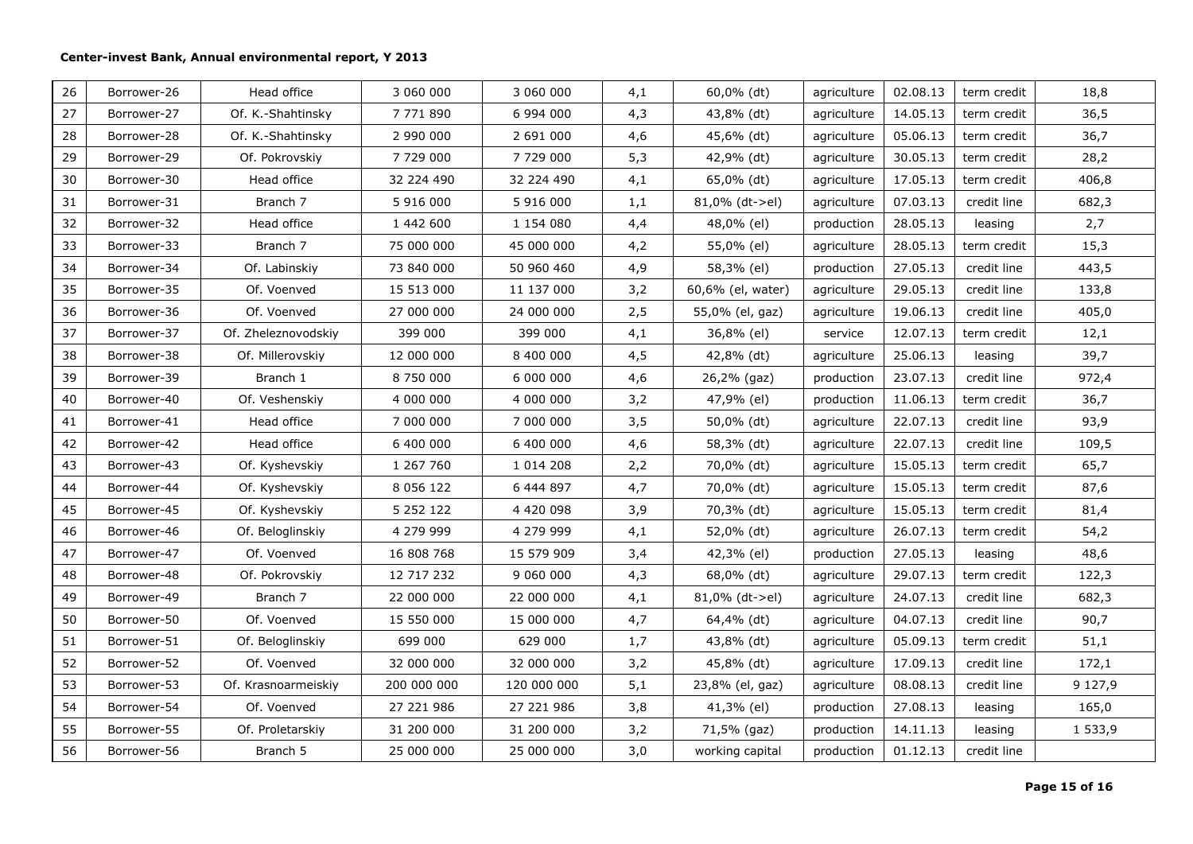| 26 | Borrower-26 | Head office | 3 060 000 | 3 060 000 | 4,1 | 60,0% (dt) | agriculture | 02.08.13 | term credit | 18,8 |
|---|---|---|---|---|---|---|---|---|---|---|
| 27 | Borrower-27 | Of. K.-Shahtinsky | 7 771 890 | 6 994 000 | 4,3 | 43,8% (dt) | agriculture | 14.05.13 | term credit | 36,5 |
| 28 | Borrower-28 | Of. K.-Shahtinsky | 2 990 000 | 2 691 000 | 4,6 | 45,6% (dt) | agriculture | 05.06.13 | term credit | 36,7 |
| 29 | Borrower-29 | Of. Pokrovskiy | 7 729 000 | 7 729 000 | 5,3 | 42,9% (dt) | agriculture | 30.05.13 | term credit | 28,2 |
| 30 | Borrower-30 | Head office | 32 224 490 | 32 224 490 | 4,1 | 65,0% (dt) | agriculture | 17.05.13 | term credit | 406,8 |
| 31 | Borrower-31 | Branch 7 | 5 916 000 | 5 916 000 | 1,1 | 81,0% (dt->el) | agriculture | 07.03.13 | credit line | 682,3 |
| 32 | Borrower-32 | Head office | 1 442 600 | 1 154 080 | 4,4 | 48,0% (el) | production | 28.05.13 | leasing | 2,7 |
| 33 | Borrower-33 | Branch 7 | 75 000 000 | 45 000 000 | 4,2 | 55,0% (el) | agriculture | 28.05.13 | term credit | 15,3 |
| 34 | Borrower-34 | Of. Labinskiy | 73 840 000 | 50 960 460 | 4,9 | 58,3% (el) | production | 27.05.13 | credit line | 443,5 |
| 35 | Borrower-35 | Of. Voenved | 15 513 000 | 11 137 000 | 3,2 | 60,6% (el, water) | agriculture | 29.05.13 | credit line | 133,8 |
| 36 | Borrower-36 | Of. Voenved | 27 000 000 | 24 000 000 | 2,5 | 55,0% (el, gaz) | agriculture | 19.06.13 | credit line | 405,0 |
| 37 | Borrower-37 | Of. Zheleznovodskiy | 399 000 | 399 000 | 4,1 | 36,8% (el) | service | 12.07.13 | term credit | 12,1 |
| 38 | Borrower-38 | Of. Millerovskiy | 12 000 000 | 8 400 000 | 4,5 | 42,8% (dt) | agriculture | 25.06.13 | leasing | 39,7 |
| 39 | Borrower-39 | Branch 1 | 8 750 000 | 6 000 000 | 4,6 | 26,2% (gaz) | production | 23.07.13 | credit line | 972,4 |
| 40 | Borrower-40 | Of. Veshenskiy | 4 000 000 | 4 000 000 | 3,2 | 47,9% (el) | production | 11.06.13 | term credit | 36,7 |
| 41 | Borrower-41 | Head office | 7 000 000 | 7 000 000 | 3,5 | 50,0% (dt) | agriculture | 22.07.13 | credit line | 93,9 |
| 42 | Borrower-42 | Head office | 6 400 000 | 6 400 000 | 4,6 | 58,3% (dt) | agriculture | 22.07.13 | credit line | 109,5 |
| 43 | Borrower-43 | Of. Kyshevskiy | 1 267 760 | 1 014 208 | 2,2 | 70,0% (dt) | agriculture | 15.05.13 | term credit | 65,7 |
| 44 | Borrower-44 | Of. Kyshevskiy | 8 056 122 | 6 444 897 | 4,7 | 70,0% (dt) | agriculture | 15.05.13 | term credit | 87,6 |
| 45 | Borrower-45 | Of. Kyshevskiy | 5 252 122 | 4 420 098 | 3,9 | 70,3% (dt) | agriculture | 15.05.13 | term credit | 81,4 |
| 46 | Borrower-46 | Of. Beloglinskiy | 4 279 999 | 4 279 999 | 4,1 | 52,0% (dt) | agriculture | 26.07.13 | term credit | 54,2 |
| 47 | Borrower-47 | Of. Voenved | 16 808 768 | 15 579 909 | 3,4 | 42,3% (el) | production | 27.05.13 | leasing | 48,6 |
| 48 | Borrower-48 | Of. Pokrovskiy | 12 717 232 | 9 060 000 | 4,3 | 68,0% (dt) | agriculture | 29.07.13 | term credit | 122,3 |
| 49 | Borrower-49 | Branch 7 | 22 000 000 | 22 000 000 | 4,1 | 81,0% (dt->el) | agriculture | 24.07.13 | credit line | 682,3 |
| 50 | Borrower-50 | Of. Voenved | 15 550 000 | 15 000 000 | 4,7 | 64,4% (dt) | agriculture | 04.07.13 | credit line | 90,7 |
| 51 | Borrower-51 | Of. Beloglinskiy | 699 000 | 629 000 | 1,7 | 43,8% (dt) | agriculture | 05.09.13 | term credit | 51,1 |
| 52 | Borrower-52 | Of. Voenved | 32 000 000 | 32 000 000 | 3,2 | 45,8% (dt) | agriculture | 17.09.13 | credit line | 172,1 |
| 53 | Borrower-53 | Of. Krasnoarmeiskiy | 200 000 000 | 120 000 000 | 5,1 | 23,8% (el, gaz) | agriculture | 08.08.13 | credit line | 9 127,9 |
| 54 | Borrower-54 | Of. Voenved | 27 221 986 | 27 221 986 | 3,8 | 41,3% (el) | production | 27.08.13 | leasing | 165,0 |
| 55 | Borrower-55 | Of. Proletarskiy | 31 200 000 | 31 200 000 | 3,2 | 71,5% (gaz) | production | 14.11.13 | leasing | 1 533,9 |
| 56 | Borrower-56 | Branch 5 | 25 000 000 | 25 000 000 | 3,0 | working capital | production | 01.12.13 | credit line | |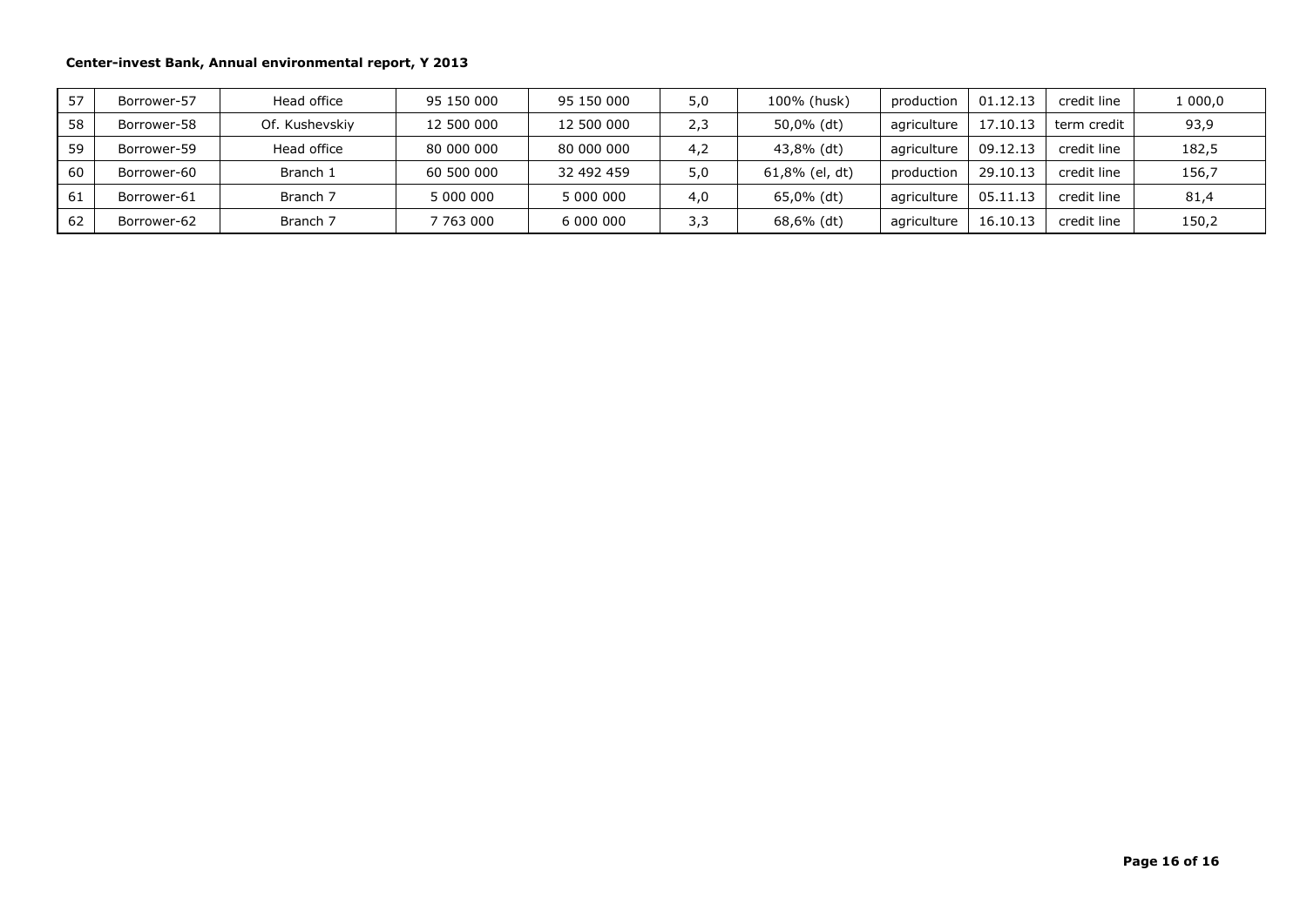**Center-invest Bank, Annual environmental report, Y 2013**

| | | | | | | | | | | |
|---|---|---|---|---|---|---|---|---|---|---|
| 57 | Borrower-57 | Head office | 95 150 000 | 95 150 000 | 5,0 | 100% (husk) | production | 01.12.13 | credit line | 1 000,0 |
| 58 | Borrower-58 | Of. Kushevskiy | 12 500 000 | 12 500 000 | 2,3 | 50,0% (dt) | agriculture | 17.10.13 | term credit | 93,9 |
| 59 | Borrower-59 | Head office | 80 000 000 | 80 000 000 | 4,2 | 43,8% (dt) | agriculture | 09.12.13 | credit line | 182,5 |
| 60 | Borrower-60 | Branch 1 | 60 500 000 | 32 492 459 | 5,0 | 61,8% (el, dt) | production | 29.10.13 | credit line | 156,7 |
| 61 | Borrower-61 | Branch 7 | 5 000 000 | 5 000 000 | 4,0 | 65,0% (dt) | agriculture | 05.11.13 | credit line | 81,4 |
| 62 | Borrower-62 | Branch 7 | 7 763 000 | 6 000 000 | 3,3 | 68,6% (dt) | agriculture | 16.10.13 | credit line | 150,2 |